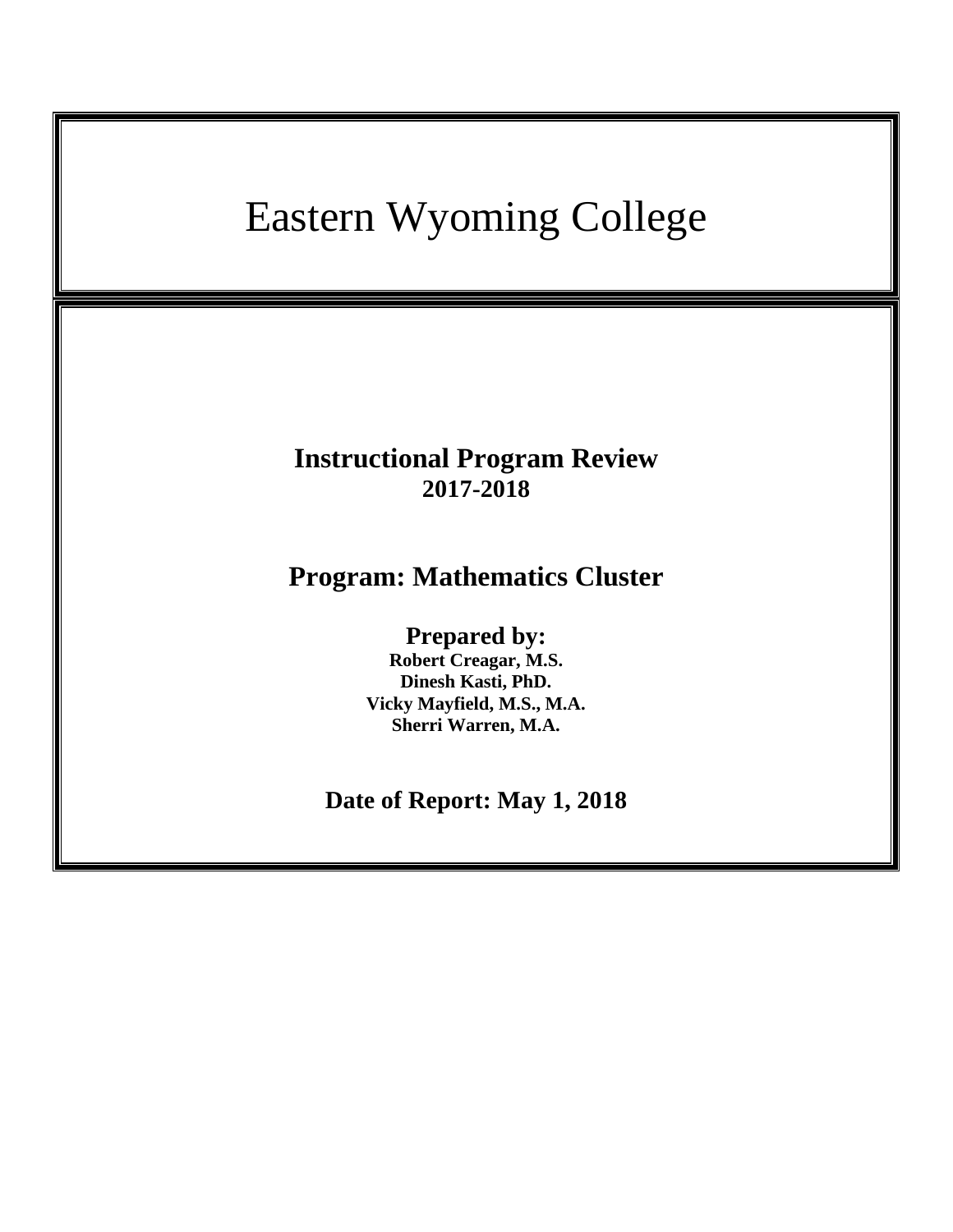# Eastern Wyoming College

## Instructional Program Review
**2017-2018**

## Program: Mathematics Cluster

**Prepared by:**
**Robert Creagar, M.S.**
**Dinesh Kasti, PhD.**
**Vicky Mayfield, M.S., M.A.**
**Sherri Warren, M.A.**

**Date of Report: May 1, 2018**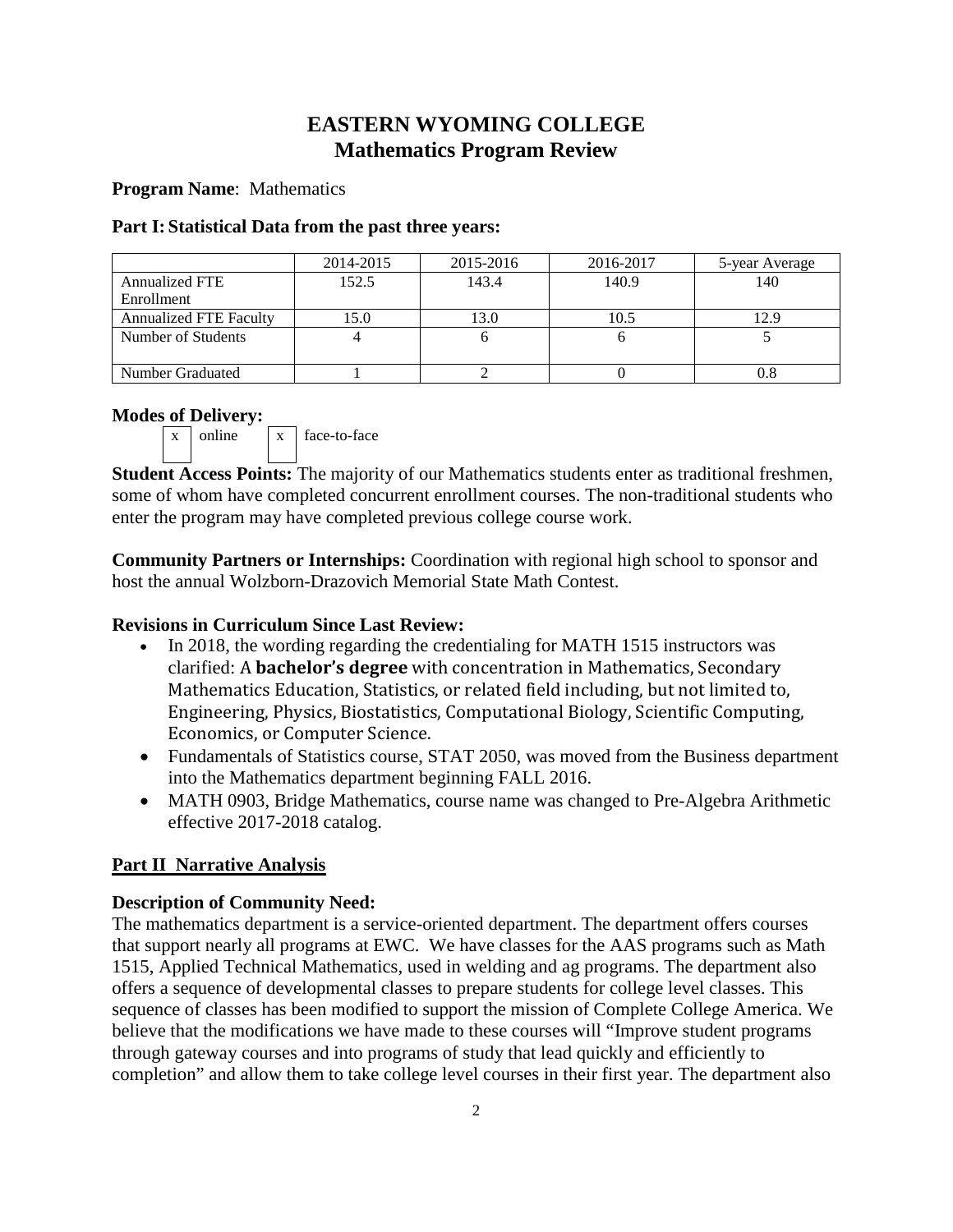# EASTERN WYOMING COLLEGE
## Mathematics Program Review

**Program Name**: Mathematics

### Part I: Statistical Data from the past three years:

| | 2014-2015 | 2015-2016 | 2016-2017 | 5-year Average |
|---|---|---|---|---|
| Annualized FTE Enrollment | 152.5 | 143.4 | 140.9 | 140 |
| Annualized FTE Faculty | 15.0 | 13.0 | 10.5 | 12.9 |
| Number of Students | 4 | 6 | 6 | 5 |
| Number Graduated | 1 | 2 | 0 | 0.8 |

**Modes of Delivery:**

[x] online [x] face-to-face

**Student Access Points:** The majority of our Mathematics students enter as traditional freshmen, some of whom have completed concurrent enrollment courses. The non-traditional students who enter the program may have completed previous college course work.

**Community Partners or Internships:** Coordination with regional high school to sponsor and host the annual Wolzborn-Drazovich Memorial State Math Contest.

**Revisions in Curriculum Since Last Review:**

- In 2018, the wording regarding the credentialing for MATH 1515 instructors was clarified: A **bachelor's degree** with concentration in Mathematics, Secondary Mathematics Education, Statistics, or related field including, but not limited to, Engineering, Physics, Biostatistics, Computational Biology, Scientific Computing, Economics, or Computer Science.
- Fundamentals of Statistics course, STAT 2050, was moved from the Business department into the Mathematics department beginning FALL 2016.
- MATH 0903, Bridge Mathematics, course name was changed to Pre-Algebra Arithmetic effective 2017-2018 catalog.

## Part II Narrative Analysis

**Description of Community Need:**

The mathematics department is a service-oriented department. The department offers courses that support nearly all programs at EWC. We have classes for the AAS programs such as Math 1515, Applied Technical Mathematics, used in welding and ag programs. The department also offers a sequence of developmental classes to prepare students for college level classes. This sequence of classes has been modified to support the mission of Complete College America. We believe that the modifications we have made to these courses will "Improve student programs through gateway courses and into programs of study that lead quickly and efficiently to completion" and allow them to take college level courses in their first year. The department also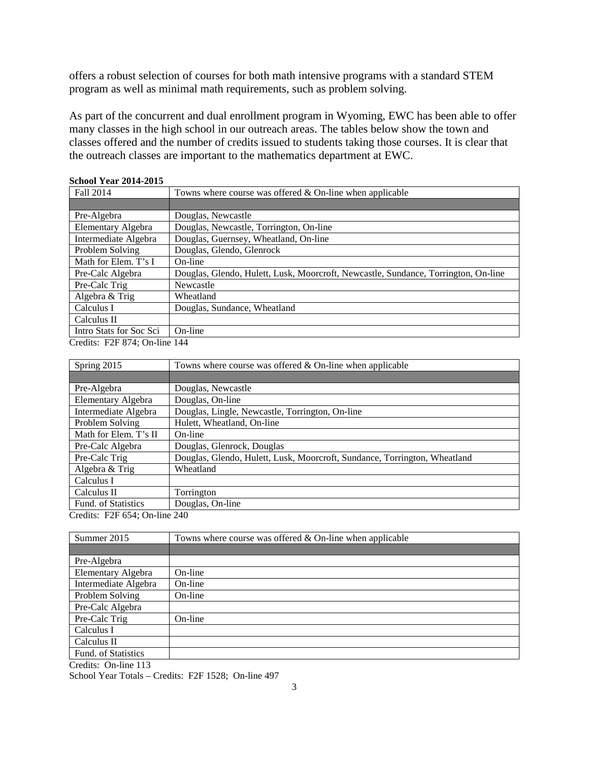offers a robust selection of courses for both math intensive programs with a standard STEM program as well as minimal math requirements, such as problem solving.

As part of the concurrent and dual enrollment program in Wyoming, EWC has been able to offer many classes in the high school in our outreach areas. The tables below show the town and classes offered and the number of credits issued to students taking those courses. It is clear that the outreach classes are important to the mathematics department at EWC.

**School Year 2014-2015**

| Fall 2014 | Towns where course was offered & On-line when applicable |
|---|---|
| | |
| Pre-Algebra | Douglas, Newcastle |
| Elementary Algebra | Douglas, Newcastle, Torrington, On-line |
| Intermediate Algebra | Douglas, Guernsey, Wheatland, On-line |
| Problem Solving | Douglas, Glendo, Glenrock |
| Math for Elem. T's I | On-line |
| Pre-Calc Algebra | Douglas, Glendo, Hulett, Lusk, Moorcroft, Newcastle, Sundance, Torrington, On-line |
| Pre-Calc Trig | Newcastle |
| Algebra & Trig | Wheatland |
| Calculus I | Douglas, Sundance, Wheatland |
| Calculus II | |
| Intro Stats for Soc Sci | On-line |

Credits: F2F 874; On-line 144

| Spring 2015 | Towns where course was offered & On-line when applicable |
|---|---|
| | |
| Pre-Algebra | Douglas, Newcastle |
| Elementary Algebra | Douglas, On-line |
| Intermediate Algebra | Douglas, Lingle, Newcastle, Torrington, On-line |
| Problem Solving | Hulett, Wheatland, On-line |
| Math for Elem. T's II | On-line |
| Pre-Calc Algebra | Douglas, Glenrock, Douglas |
| Pre-Calc Trig | Douglas, Glendo, Hulett, Lusk, Moorcroft, Sundance, Torrington, Wheatland |
| Algebra & Trig | Wheatland |
| Calculus I | |
| Calculus II | Torrington |
| Fund. of Statistics | Douglas, On-line |

Credits: F2F 654; On-line 240

| Summer 2015 | Towns where course was offered & On-line when applicable |
|---|---|
| | |
| Pre-Algebra | |
| Elementary Algebra | On-line |
| Intermediate Algebra | On-line |
| Problem Solving | On-line |
| Pre-Calc Algebra | |
| Pre-Calc Trig | On-line |
| Calculus I | |
| Calculus II | |
| Fund. of Statistics | |

Credits: On-line 113

School Year Totals – Credits: F2F 1528; On-line 497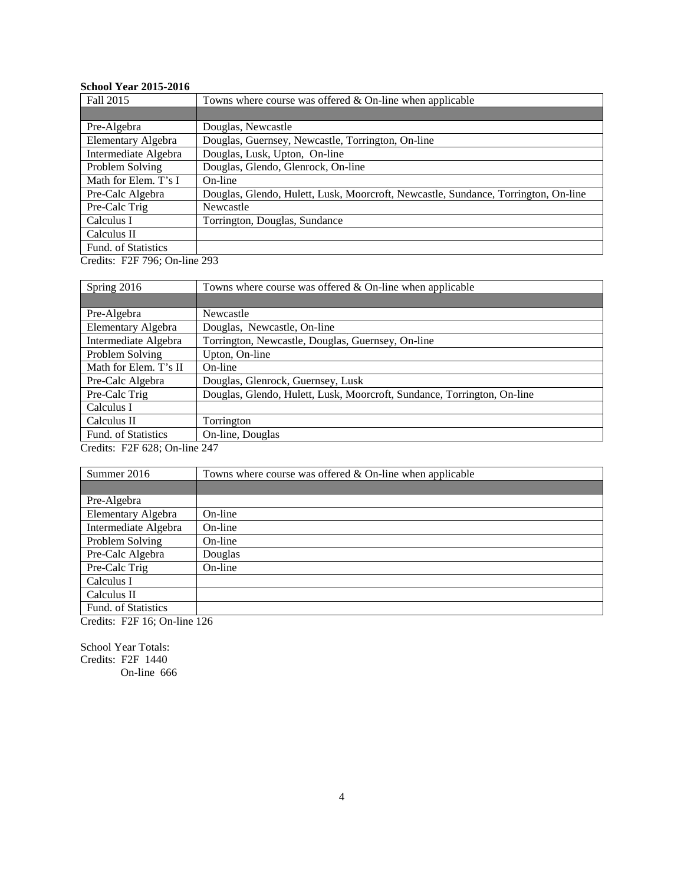**School Year 2015-2016**

| Fall 2015 | Towns where course was offered & On-line when applicable |
|---|---|
| | |
| Pre-Algebra | Douglas, Newcastle |
| Elementary Algebra | Douglas, Guernsey, Newcastle, Torrington, On-line |
| Intermediate Algebra | Douglas, Lusk, Upton, On-line |
| Problem Solving | Douglas, Glendo, Glenrock, On-line |
| Math for Elem. T's I | On-line |
| Pre-Calc Algebra | Douglas, Glendo, Hulett, Lusk, Moorcroft, Newcastle, Sundance, Torrington, On-line |
| Pre-Calc Trig | Newcastle |
| Calculus I | Torrington, Douglas, Sundance |
| Calculus II | |
| Fund. of Statistics | |

Credits: F2F 796; On-line 293

| Spring 2016 | Towns where course was offered & On-line when applicable |
|---|---|
| | |
| Pre-Algebra | Newcastle |
| Elementary Algebra | Douglas, Newcastle, On-line |
| Intermediate Algebra | Torrington, Newcastle, Douglas, Guernsey, On-line |
| Problem Solving | Upton, On-line |
| Math for Elem. T's II | On-line |
| Pre-Calc Algebra | Douglas, Glenrock, Guernsey, Lusk |
| Pre-Calc Trig | Douglas, Glendo, Hulett, Lusk, Moorcroft, Sundance, Torrington, On-line |
| Calculus I | |
| Calculus II | Torrington |
| Fund. of Statistics | On-line, Douglas |

Credits: F2F 628; On-line 247

| Summer 2016 | Towns where course was offered & On-line when applicable |
|---|---|
| | |
| Pre-Algebra | |
| Elementary Algebra | On-line |
| Intermediate Algebra | On-line |
| Problem Solving | On-line |
| Pre-Calc Algebra | Douglas |
| Pre-Calc Trig | On-line |
| Calculus I | |
| Calculus II | |
| Fund. of Statistics | |

Credits: F2F 16; On-line 126

School Year Totals:
Credits: F2F 1440
On-line 666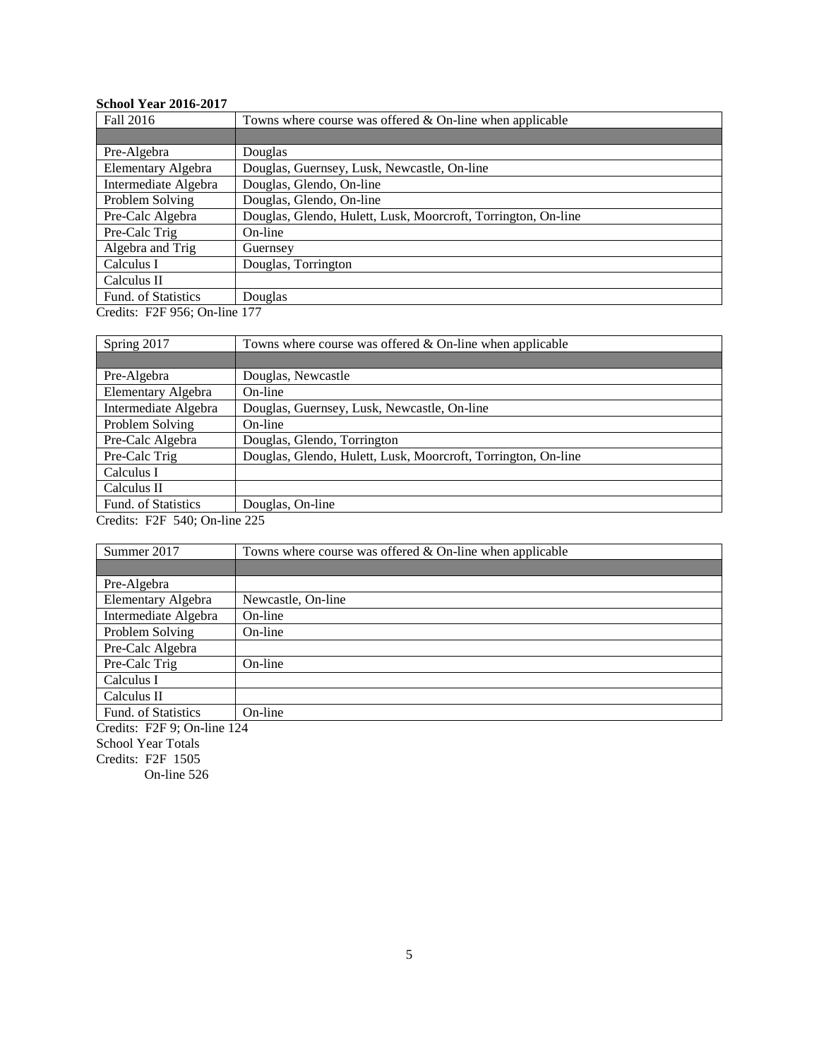**School Year 2016-2017**

| Fall 2016 | Towns where course was offered & On-line when applicable |
|---|---|
| | |
| Pre-Algebra | Douglas |
| Elementary Algebra | Douglas, Guernsey, Lusk, Newcastle, On-line |
| Intermediate Algebra | Douglas, Glendo, On-line |
| Problem Solving | Douglas, Glendo, On-line |
| Pre-Calc Algebra | Douglas, Glendo, Hulett, Lusk, Moorcroft, Torrington, On-line |
| Pre-Calc Trig | On-line |
| Algebra and Trig | Guernsey |
| Calculus I | Douglas, Torrington |
| Calculus II | |
| Fund. of Statistics | Douglas |

Credits: F2F 956; On-line 177

| Spring 2017 | Towns where course was offered & On-line when applicable |
|---|---|
| | |
| Pre-Algebra | Douglas, Newcastle |
| Elementary Algebra | On-line |
| Intermediate Algebra | Douglas, Guernsey, Lusk, Newcastle, On-line |
| Problem Solving | On-line |
| Pre-Calc Algebra | Douglas, Glendo, Torrington |
| Pre-Calc Trig | Douglas, Glendo, Hulett, Lusk, Moorcroft, Torrington, On-line |
| Calculus I | |
| Calculus II | |
| Fund. of Statistics | Douglas, On-line |

Credits: F2F 540; On-line 225

| Summer 2017 | Towns where course was offered & On-line when applicable |
|---|---|
| | |
| Pre-Algebra | |
| Elementary Algebra | Newcastle, On-line |
| Intermediate Algebra | On-line |
| Problem Solving | On-line |
| Pre-Calc Algebra | |
| Pre-Calc Trig | On-line |
| Calculus I | |
| Calculus II | |
| Fund. of Statistics | On-line |

Credits: F2F 9; On-line 124

School Year Totals

Credits: F2F 1505

On-line 526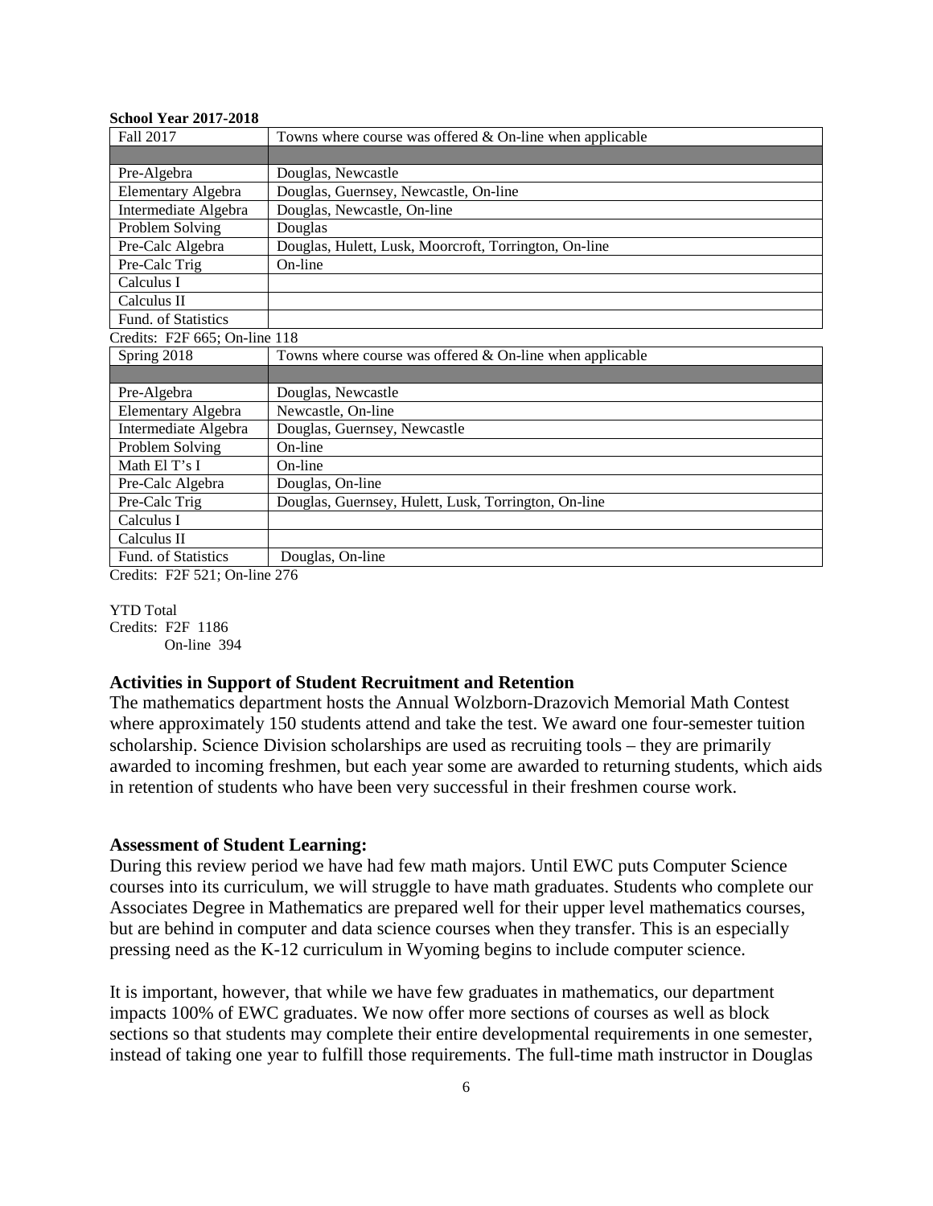**School Year 2017-2018**

| Fall 2017 | Towns where course was offered & On-line when applicable |
|---|---|
| | |
| Pre-Algebra | Douglas, Newcastle |
| Elementary Algebra | Douglas, Guernsey, Newcastle, On-line |
| Intermediate Algebra | Douglas, Newcastle, On-line |
| Problem Solving | Douglas |
| Pre-Calc Algebra | Douglas, Hulett, Lusk, Moorcroft, Torrington, On-line |
| Pre-Calc Trig | On-line |
| Calculus I | |
| Calculus II | |
| Fund. of Statistics | |

Credits: F2F 665; On-line 118

| Spring 2018 | Towns where course was offered & On-line when applicable |
|---|---|
| | |
| Pre-Algebra | Douglas, Newcastle |
| Elementary Algebra | Newcastle, On-line |
| Intermediate Algebra | Douglas, Guernsey, Newcastle |
| Problem Solving | On-line |
| Math El T's I | On-line |
| Pre-Calc Algebra | Douglas, On-line |
| Pre-Calc Trig | Douglas, Guernsey, Hulett, Lusk, Torrington, On-line |
| Calculus I | |
| Calculus II | |
| Fund. of Statistics | Douglas, On-line |

Credits: F2F 521; On-line 276

YTD Total
Credits: F2F 1186
On-line 394

**Activities in Support of Student Recruitment and Retention**

The mathematics department hosts the Annual Wolzborn-Drazovich Memorial Math Contest where approximately 150 students attend and take the test. We award one four-semester tuition scholarship. Science Division scholarships are used as recruiting tools – they are primarily awarded to incoming freshmen, but each year some are awarded to returning students, which aids in retention of students who have been very successful in their freshmen course work.

**Assessment of Student Learning:**

During this review period we have had few math majors. Until EWC puts Computer Science courses into its curriculum, we will struggle to have math graduates. Students who complete our Associates Degree in Mathematics are prepared well for their upper level mathematics courses, but are behind in computer and data science courses when they transfer. This is an especially pressing need as the K-12 curriculum in Wyoming begins to include computer science.

It is important, however, that while we have few graduates in mathematics, our department impacts 100% of EWC graduates. We now offer more sections of courses as well as block sections so that students may complete their entire developmental requirements in one semester, instead of taking one year to fulfill those requirements. The full-time math instructor in Douglas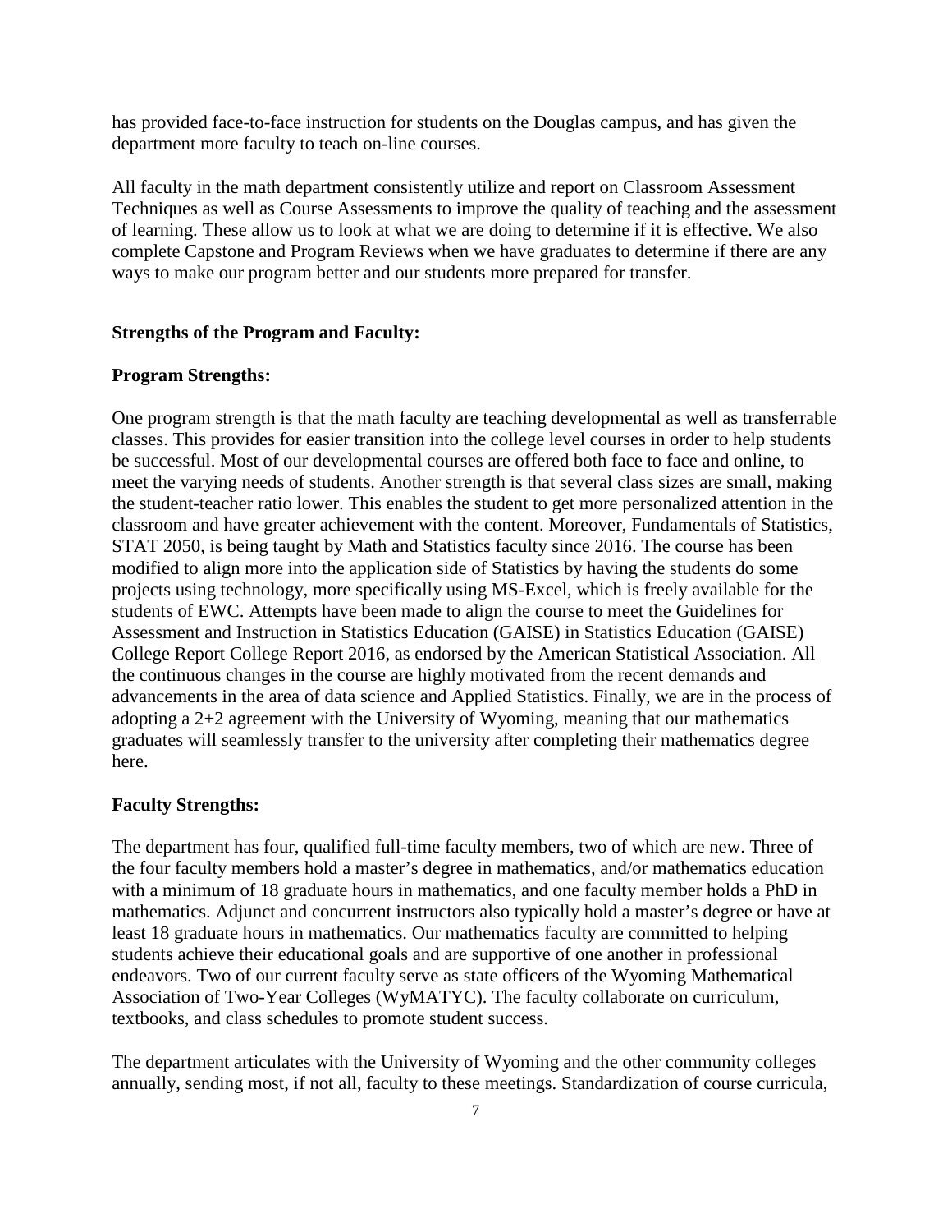has provided face-to-face instruction for students on the Douglas campus, and has given the department more faculty to teach on-line courses.

All faculty in the math department consistently utilize and report on Classroom Assessment Techniques as well as Course Assessments to improve the quality of teaching and the assessment of learning. These allow us to look at what we are doing to determine if it is effective. We also complete Capstone and Program Reviews when we have graduates to determine if there are any ways to make our program better and our students more prepared for transfer.

**Strengths of the Program and Faculty:**

**Program Strengths:**

One program strength is that the math faculty are teaching developmental as well as transferrable classes. This provides for easier transition into the college level courses in order to help students be successful. Most of our developmental courses are offered both face to face and online, to meet the varying needs of students. Another strength is that several class sizes are small, making the student-teacher ratio lower. This enables the student to get more personalized attention in the classroom and have greater achievement with the content. Moreover, Fundamentals of Statistics, STAT 2050, is being taught by Math and Statistics faculty since 2016. The course has been modified to align more into the application side of Statistics by having the students do some projects using technology, more specifically using MS-Excel, which is freely available for the students of EWC. Attempts have been made to align the course to meet the Guidelines for Assessment and Instruction in Statistics Education (GAISE) in Statistics Education (GAISE) College Report College Report 2016, as endorsed by the American Statistical Association. All the continuous changes in the course are highly motivated from the recent demands and advancements in the area of data science and Applied Statistics. Finally, we are in the process of adopting a 2+2 agreement with the University of Wyoming, meaning that our mathematics graduates will seamlessly transfer to the university after completing their mathematics degree here.

**Faculty Strengths:**

The department has four, qualified full-time faculty members, two of which are new. Three of the four faculty members hold a master's degree in mathematics, and/or mathematics education with a minimum of 18 graduate hours in mathematics, and one faculty member holds a PhD in mathematics. Adjunct and concurrent instructors also typically hold a master's degree or have at least 18 graduate hours in mathematics. Our mathematics faculty are committed to helping students achieve their educational goals and are supportive of one another in professional endeavors. Two of our current faculty serve as state officers of the Wyoming Mathematical Association of Two-Year Colleges (WyMATYC). The faculty collaborate on curriculum, textbooks, and class schedules to promote student success.

The department articulates with the University of Wyoming and the other community colleges annually, sending most, if not all, faculty to these meetings. Standardization of course curricula,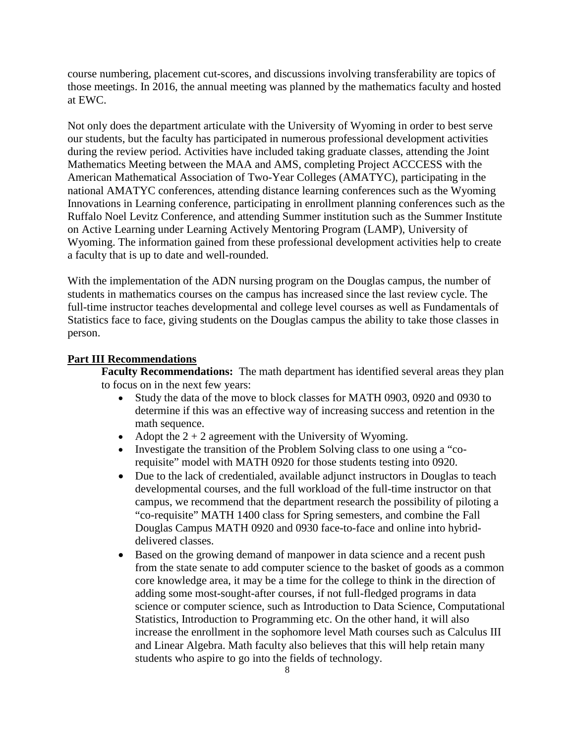course numbering, placement cut-scores, and discussions involving transferability are topics of those meetings. In 2016, the annual meeting was planned by the mathematics faculty and hosted at EWC.

Not only does the department articulate with the University of Wyoming in order to best serve our students, but the faculty has participated in numerous professional development activities during the review period. Activities have included taking graduate classes, attending the Joint Mathematics Meeting between the MAA and AMS, completing Project ACCCESS with the American Mathematical Association of Two-Year Colleges (AMATYC), participating in the national AMATYC conferences, attending distance learning conferences such as the Wyoming Innovations in Learning conference, participating in enrollment planning conferences such as the Ruffalo Noel Levitz Conference, and attending Summer institution such as the Summer Institute on Active Learning under Learning Actively Mentoring Program (LAMP), University of Wyoming. The information gained from these professional development activities help to create a faculty that is up to date and well-rounded.

With the implementation of the ADN nursing program on the Douglas campus, the number of students in mathematics courses on the campus has increased since the last review cycle. The full-time instructor teaches developmental and college level courses as well as Fundamentals of Statistics face to face, giving students on the Douglas campus the ability to take those classes in person.

## Part III Recommendations

**Faculty Recommendations:** The math department has identified several areas they plan to focus on in the next few years:

- Study the data of the move to block classes for MATH 0903, 0920 and 0930 to determine if this was an effective way of increasing success and retention in the math sequence.
- Adopt the 2 + 2 agreement with the University of Wyoming.
- Investigate the transition of the Problem Solving class to one using a "co-requisite" model with MATH 0920 for those students testing into 0920.
- Due to the lack of credentialed, available adjunct instructors in Douglas to teach developmental courses, and the full workload of the full-time instructor on that campus, we recommend that the department research the possibility of piloting a "co-requisite" MATH 1400 class for Spring semesters, and combine the Fall Douglas Campus MATH 0920 and 0930 face-to-face and online into hybrid-delivered classes.
- Based on the growing demand of manpower in data science and a recent push from the state senate to add computer science to the basket of goods as a common core knowledge area, it may be a time for the college to think in the direction of adding some most-sought-after courses, if not full-fledged programs in data science or computer science, such as Introduction to Data Science, Computational Statistics, Introduction to Programming etc. On the other hand, it will also increase the enrollment in the sophomore level Math courses such as Calculus III and Linear Algebra. Math faculty also believes that this will help retain many students who aspire to go into the fields of technology.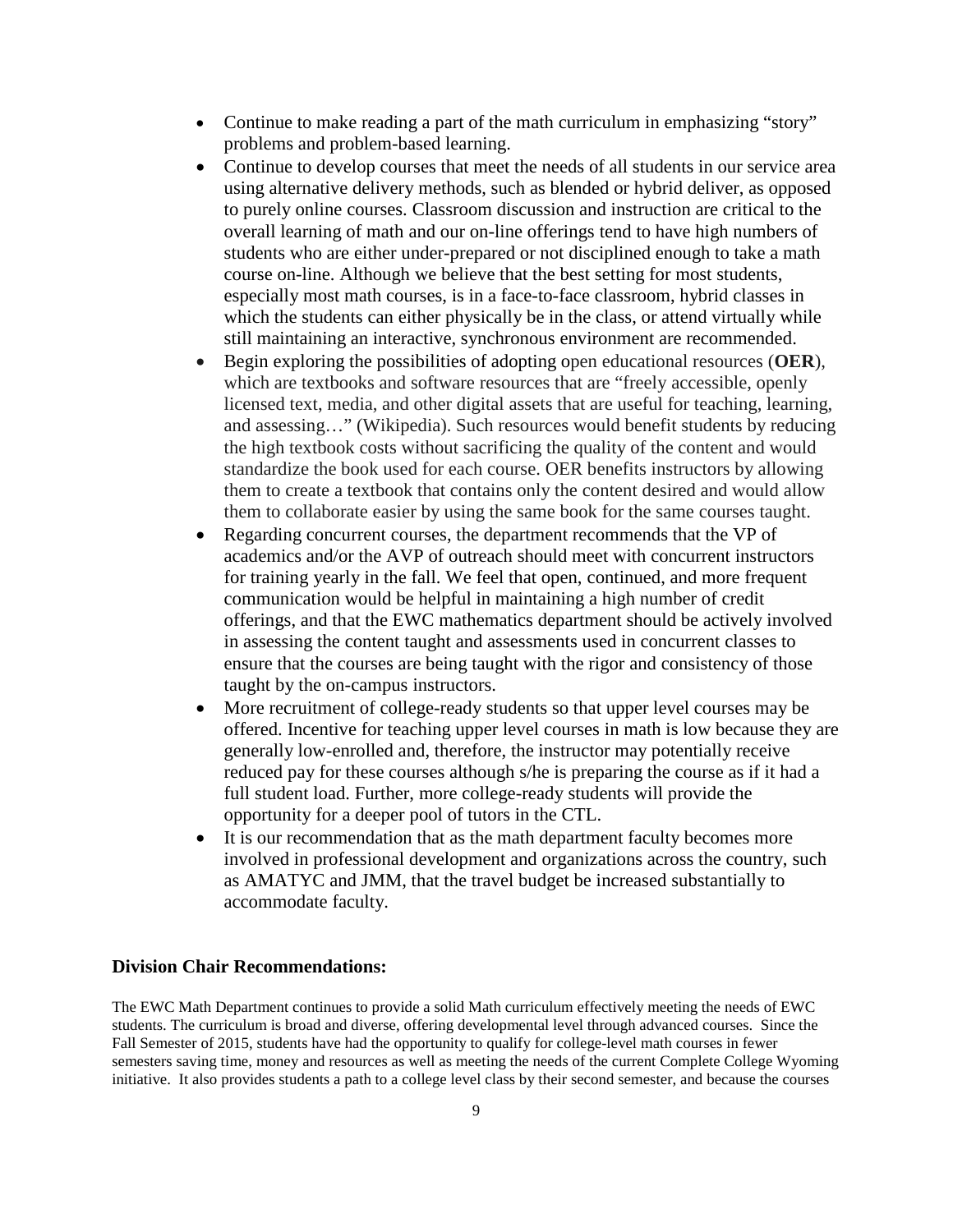- Continue to make reading a part of the math curriculum in emphasizing "story" problems and problem-based learning.
- Continue to develop courses that meet the needs of all students in our service area using alternative delivery methods, such as blended or hybrid deliver, as opposed to purely online courses. Classroom discussion and instruction are critical to the overall learning of math and our on-line offerings tend to have high numbers of students who are either under-prepared or not disciplined enough to take a math course on-line. Although we believe that the best setting for most students, especially most math courses, is in a face-to-face classroom, hybrid classes in which the students can either physically be in the class, or attend virtually while still maintaining an interactive, synchronous environment are recommended.
- Begin exploring the possibilities of adopting open educational resources (**OER**), which are textbooks and software resources that are "freely accessible, openly licensed text, media, and other digital assets that are useful for teaching, learning, and assessing…" (Wikipedia). Such resources would benefit students by reducing the high textbook costs without sacrificing the quality of the content and would standardize the book used for each course. OER benefits instructors by allowing them to create a textbook that contains only the content desired and would allow them to collaborate easier by using the same book for the same courses taught.
- Regarding concurrent courses, the department recommends that the VP of academics and/or the AVP of outreach should meet with concurrent instructors for training yearly in the fall. We feel that open, continued, and more frequent communication would be helpful in maintaining a high number of credit offerings, and that the EWC mathematics department should be actively involved in assessing the content taught and assessments used in concurrent classes to ensure that the courses are being taught with the rigor and consistency of those taught by the on-campus instructors.
- More recruitment of college-ready students so that upper level courses may be offered. Incentive for teaching upper level courses in math is low because they are generally low-enrolled and, therefore, the instructor may potentially receive reduced pay for these courses although s/he is preparing the course as if it had a full student load. Further, more college-ready students will provide the opportunity for a deeper pool of tutors in the CTL.
- It is our recommendation that as the math department faculty becomes more involved in professional development and organizations across the country, such as AMATYC and JMM, that the travel budget be increased substantially to accommodate faculty.

### Division Chair Recommendations:

The EWC Math Department continues to provide a solid Math curriculum effectively meeting the needs of EWC students. The curriculum is broad and diverse, offering developmental level through advanced courses. Since the Fall Semester of 2015, students have had the opportunity to qualify for college-level math courses in fewer semesters saving time, money and resources as well as meeting the needs of the current Complete College Wyoming initiative. It also provides students a path to a college level class by their second semester, and because the courses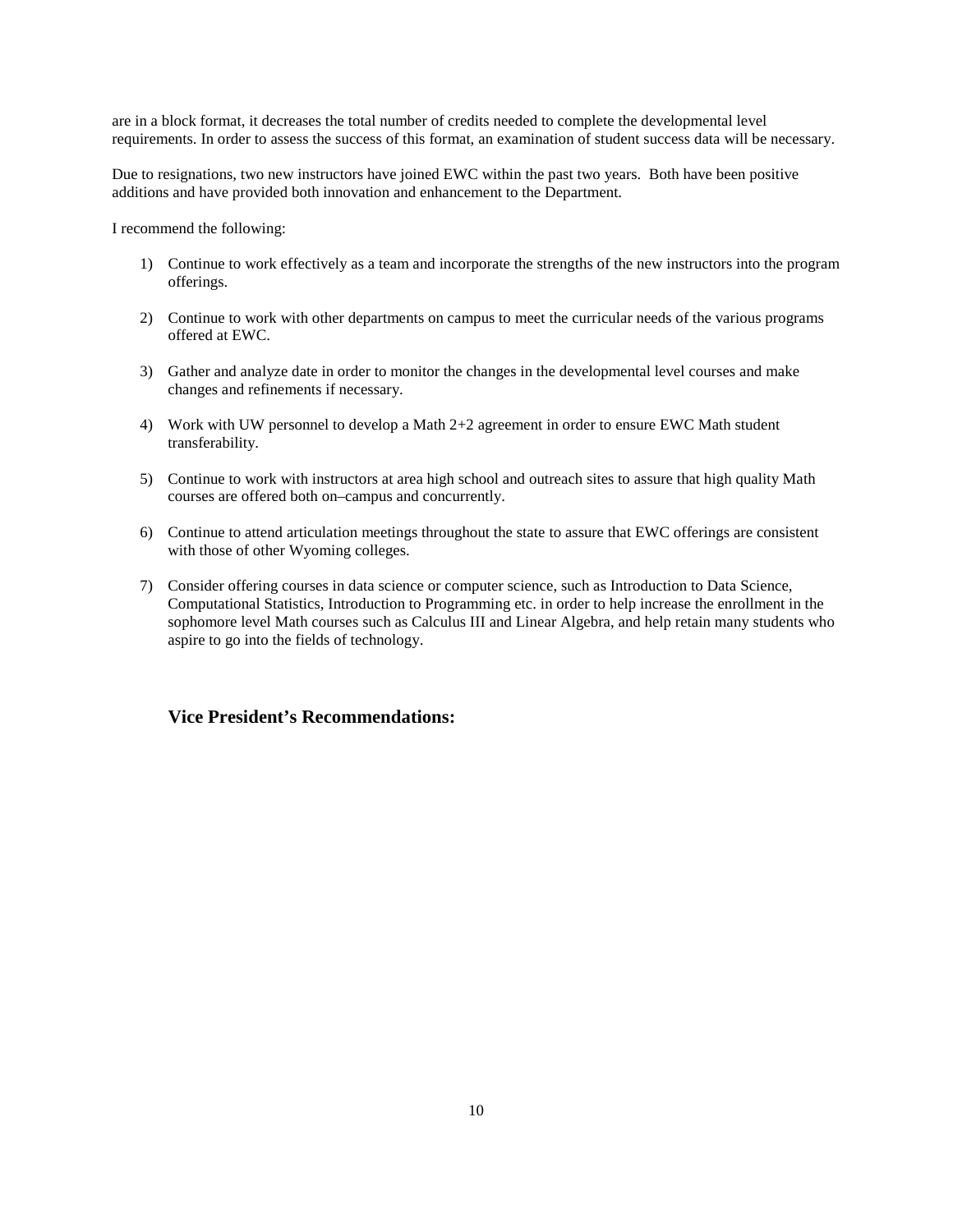are in a block format, it decreases the total number of credits needed to complete the developmental level requirements. In order to assess the success of this format, an examination of student success data will be necessary.

Due to resignations, two new instructors have joined EWC within the past two years. Both have been positive additions and have provided both innovation and enhancement to the Department.

I recommend the following:

1) Continue to work effectively as a team and incorporate the strengths of the new instructors into the program offerings.

2) Continue to work with other departments on campus to meet the curricular needs of the various programs offered at EWC.

3) Gather and analyze date in order to monitor the changes in the developmental level courses and make changes and refinements if necessary.

4) Work with UW personnel to develop a Math 2+2 agreement in order to ensure EWC Math student transferability.

5) Continue to work with instructors at area high school and outreach sites to assure that high quality Math courses are offered both on–campus and concurrently.

6) Continue to attend articulation meetings throughout the state to assure that EWC offerings are consistent with those of other Wyoming colleges.

7) Consider offering courses in data science or computer science, such as Introduction to Data Science, Computational Statistics, Introduction to Programming etc. in order to help increase the enrollment in the sophomore level Math courses such as Calculus III and Linear Algebra, and help retain many students who aspire to go into the fields of technology.

### Vice President's Recommendations: